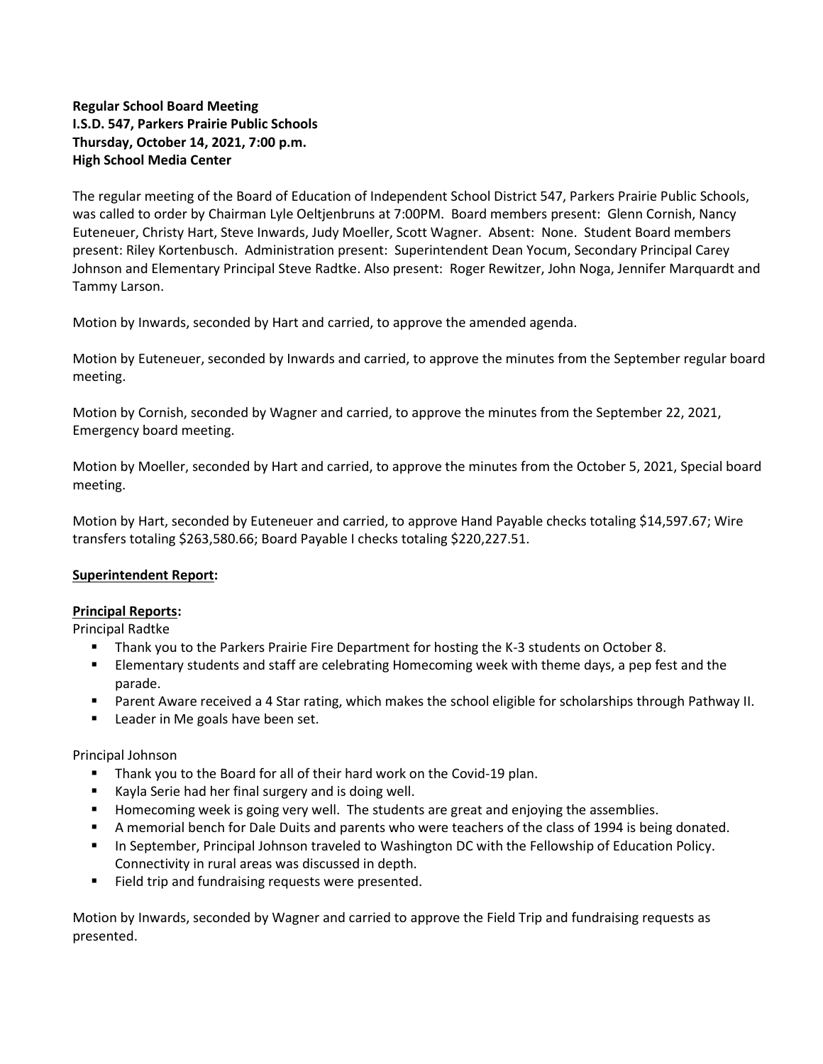**Regular School Board Meeting**
**I.S.D. 547, Parkers Prairie Public Schools**
**Thursday, October 14, 2021, 7:00 p.m.**
**High School Media Center**

The regular meeting of the Board of Education of Independent School District 547, Parkers Prairie Public Schools, was called to order by Chairman Lyle Oeltjenbruns at 7:00PM. Board members present: Glenn Cornish, Nancy Euteneuer, Christy Hart, Steve Inwards, Judy Moeller, Scott Wagner. Absent: None. Student Board members present: Riley Kortenbusch. Administration present: Superintendent Dean Yocum, Secondary Principal Carey Johnson and Elementary Principal Steve Radtke. Also present: Roger Rewitzer, John Noga, Jennifer Marquardt and Tammy Larson.

Motion by Inwards, seconded by Hart and carried, to approve the amended agenda.

Motion by Euteneuer, seconded by Inwards and carried, to approve the minutes from the September regular board meeting.

Motion by Cornish, seconded by Wagner and carried, to approve the minutes from the September 22, 2021, Emergency board meeting.

Motion by Moeller, seconded by Hart and carried, to approve the minutes from the October 5, 2021, Special board meeting.

Motion by Hart, seconded by Euteneuer and carried, to approve Hand Payable checks totaling $14,597.67; Wire transfers totaling $263,580.66; Board Payable I checks totaling $220,227.51.

**Superintendent Report:**

**Principal Reports:**

Principal Radtke

- Thank you to the Parkers Prairie Fire Department for hosting the K-3 students on October 8.
- Elementary students and staff are celebrating Homecoming week with theme days, a pep fest and the parade.
- Parent Aware received a 4 Star rating, which makes the school eligible for scholarships through Pathway II.
- Leader in Me goals have been set.

Principal Johnson

- Thank you to the Board for all of their hard work on the Covid-19 plan.
- Kayla Serie had her final surgery and is doing well.
- Homecoming week is going very well. The students are great and enjoying the assemblies.
- A memorial bench for Dale Duits and parents who were teachers of the class of 1994 is being donated.
- In September, Principal Johnson traveled to Washington DC with the Fellowship of Education Policy. Connectivity in rural areas was discussed in depth.
- Field trip and fundraising requests were presented.

Motion by Inwards, seconded by Wagner and carried to approve the Field Trip and fundraising requests as presented.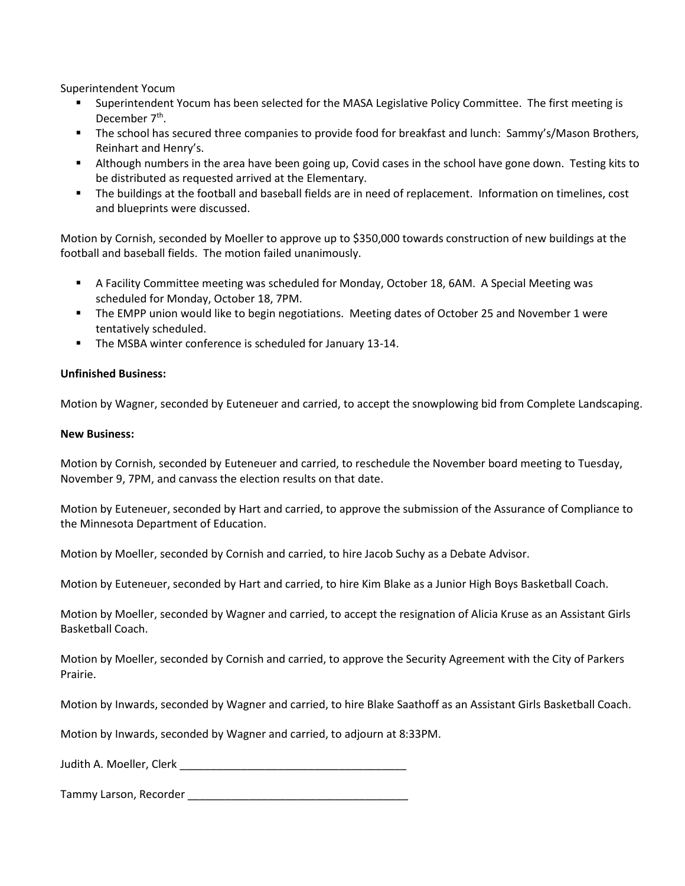Superintendent Yocum

- Superintendent Yocum has been selected for the MASA Legislative Policy Committee. The first meeting is December 7th.
- The school has secured three companies to provide food for breakfast and lunch: Sammy's/Mason Brothers, Reinhart and Henry's.
- Although numbers in the area have been going up, Covid cases in the school have gone down. Testing kits to be distributed as requested arrived at the Elementary.
- The buildings at the football and baseball fields are in need of replacement. Information on timelines, cost and blueprints were discussed.

Motion by Cornish, seconded by Moeller to approve up to $350,000 towards construction of new buildings at the football and baseball fields. The motion failed unanimously.

- A Facility Committee meeting was scheduled for Monday, October 18, 6AM. A Special Meeting was scheduled for Monday, October 18, 7PM.
- The EMPP union would like to begin negotiations. Meeting dates of October 25 and November 1 were tentatively scheduled.
- The MSBA winter conference is scheduled for January 13-14.

**Unfinished Business:**

Motion by Wagner, seconded by Euteneuer and carried, to accept the snowplowing bid from Complete Landscaping.

**New Business:**

Motion by Cornish, seconded by Euteneuer and carried, to reschedule the November board meeting to Tuesday, November 9, 7PM, and canvass the election results on that date.

Motion by Euteneuer, seconded by Hart and carried, to approve the submission of the Assurance of Compliance to the Minnesota Department of Education.

Motion by Moeller, seconded by Cornish and carried, to hire Jacob Suchy as a Debate Advisor.

Motion by Euteneuer, seconded by Hart and carried, to hire Kim Blake as a Junior High Boys Basketball Coach.

Motion by Moeller, seconded by Wagner and carried, to accept the resignation of Alicia Kruse as an Assistant Girls Basketball Coach.

Motion by Moeller, seconded by Cornish and carried, to approve the Security Agreement with the City of Parkers Prairie.

Motion by Inwards, seconded by Wagner and carried, to hire Blake Saathoff as an Assistant Girls Basketball Coach.

Motion by Inwards, seconded by Wagner and carried, to adjourn at 8:33PM.

Judith A. Moeller, Clerk _____________________________________

Tammy Larson, Recorder ___________________________________